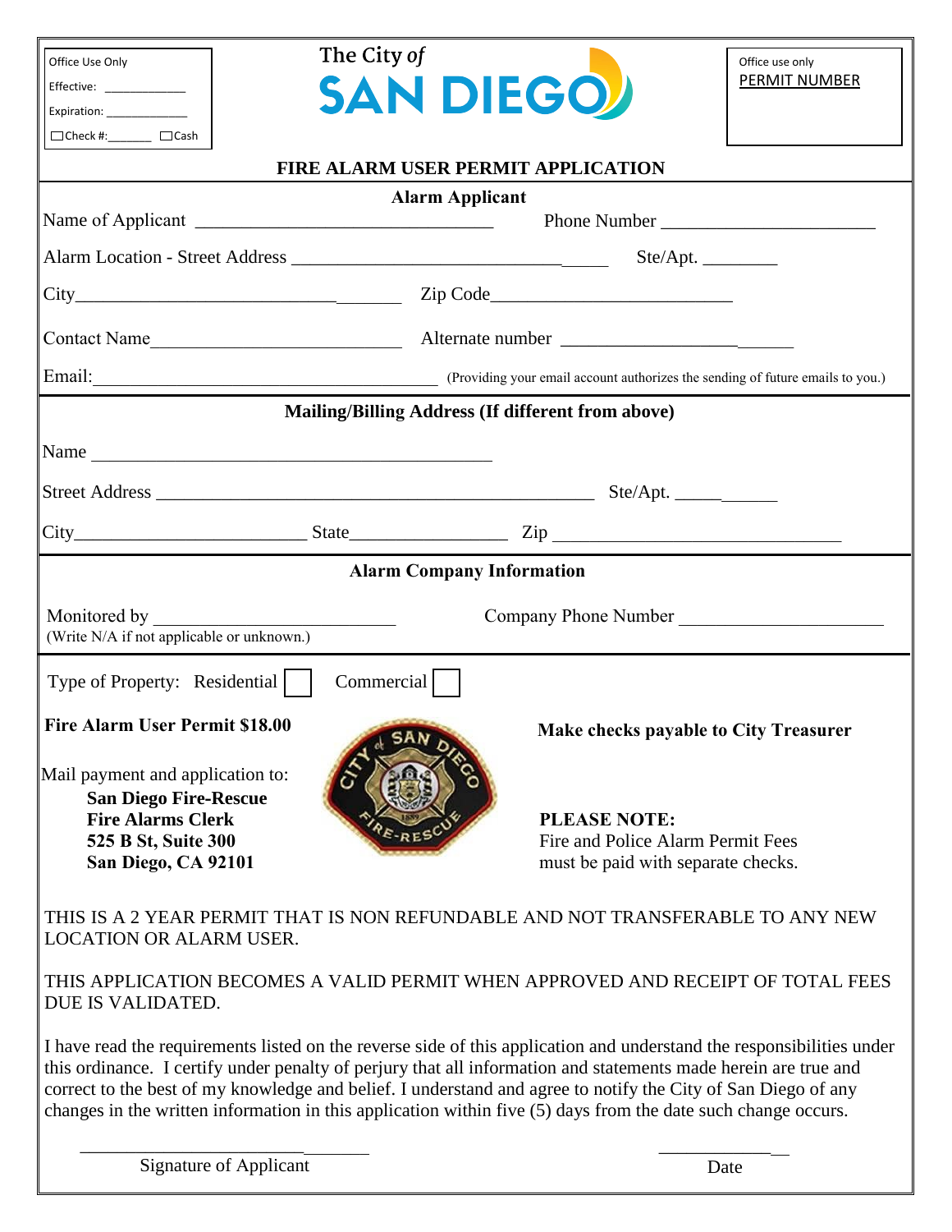Office Use Only
Effective: ____________
Expiration: ____________
☐Check #:_______ ☐Cash

The City *of*
**SAN DIEGO**

Office use only
PERMIT NUMBER

# FIRE ALARM USER PERMIT APPLICATION

## Alarm Applicant

Name of Applicant ________________________________ Phone Number ______________________

Alarm Location - Street Address ____________________________________ Ste/Apt. ________

City_______________________________________ Zip Code___________________________

Contact Name___________________________ Alternate number __________________________

Email:________________________________________ (Providing your email account authorizes the sending of future emails to you.)

## Mailing/Billing Address (If different from above)

Name ____________________________________________

Street Address ________________________________________________ Ste/Apt. ____________

City_________________________ State_________________ Zip ______________________________

## Alarm Company Information

Monitored by __________________________ Company Phone Number ______________________
(Write N/A if not applicable or unknown.)

Type of Property: Residential ☐ Commercial ☐

**Fire Alarm User Permit $18.00**

**Make checks payable to City Treasurer**

Mail payment and application to:
**San Diego Fire-Rescue**
**Fire Alarms Clerk**
**525 B St, Suite 300**
**San Diego, CA 92101**

**PLEASE NOTE:**
Fire and Police Alarm Permit Fees must be paid with separate checks.

THIS IS A 2 YEAR PERMIT THAT IS NON REFUNDABLE AND NOT TRANSFERABLE TO ANY NEW LOCATION OR ALARM USER.

THIS APPLICATION BECOMES A VALID PERMIT WHEN APPROVED AND RECEIPT OF TOTAL FEES DUE IS VALIDATED.

I have read the requirements listed on the reverse side of this application and understand the responsibilities under this ordinance. I certify under penalty of perjury that all information and statements made herein are true and correct to the best of my knowledge and belief. I understand and agree to notify the City of San Diego of any changes in the written information in this application within five (5) days from the date such change occurs.

________________________________ Signature of Applicant

_______________ Date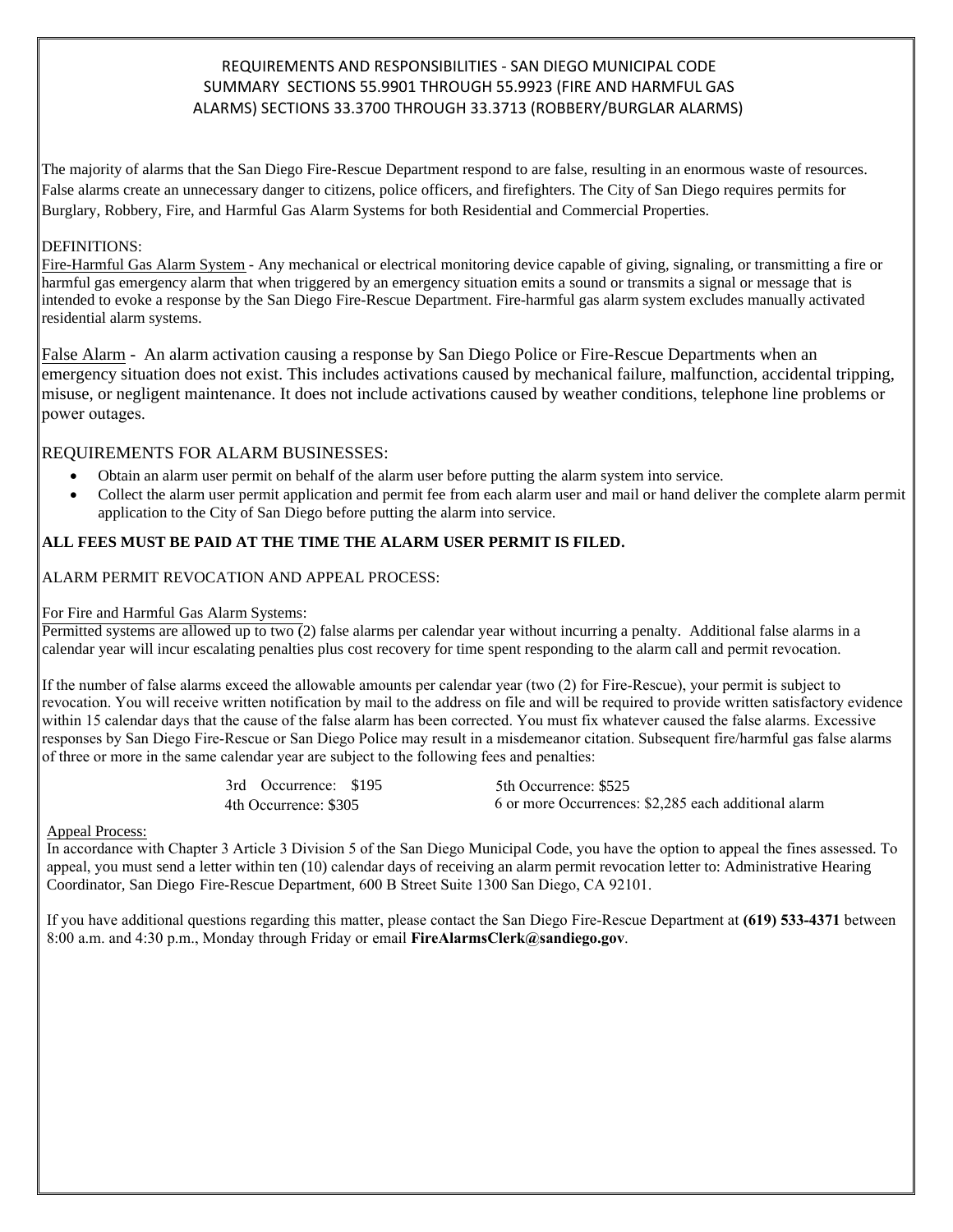# REQUIREMENTS AND RESPONSIBILITIES - SAN DIEGO MUNICIPAL CODE SUMMARY SECTIONS 55.9901 THROUGH 55.9923 (FIRE AND HARMFUL GAS ALARMS) SECTIONS 33.3700 THROUGH 33.3713 (ROBBERY/BURGLAR ALARMS)

The majority of alarms that the San Diego Fire-Rescue Department respond to are false, resulting in an enormous waste of resources. False alarms create an unnecessary danger to citizens, police officers, and firefighters. The City of San Diego requires permits for Burglary, Robbery, Fire, and Harmful Gas Alarm Systems for both Residential and Commercial Properties.

DEFINITIONS:

Fire-Harmful Gas Alarm System - Any mechanical or electrical monitoring device capable of giving, signaling, or transmitting a fire or harmful gas emergency alarm that when triggered by an emergency situation emits a sound or transmits a signal or message that is intended to evoke a response by the San Diego Fire-Rescue Department. Fire-harmful gas alarm system excludes manually activated residential alarm systems.

False Alarm - An alarm activation causing a response by San Diego Police or Fire-Rescue Departments when an emergency situation does not exist. This includes activations caused by mechanical failure, malfunction, accidental tripping, misuse, or negligent maintenance. It does not include activations caused by weather conditions, telephone line problems or power outages.

REQUIREMENTS FOR ALARM BUSINESSES:

- Obtain an alarm user permit on behalf of the alarm user before putting the alarm system into service.
- Collect the alarm user permit application and permit fee from each alarm user and mail or hand deliver the complete alarm permit application to the City of San Diego before putting the alarm into service.

**ALL FEES MUST BE PAID AT THE TIME THE ALARM USER PERMIT IS FILED.**

ALARM PERMIT REVOCATION AND APPEAL PROCESS:

For Fire and Harmful Gas Alarm Systems:

Permitted systems are allowed up to two (2) false alarms per calendar year without incurring a penalty. Additional false alarms in a calendar year will incur escalating penalties plus cost recovery for time spent responding to the alarm call and permit revocation.

If the number of false alarms exceed the allowable amounts per calendar year (two (2) for Fire-Rescue), your permit is subject to revocation. You will receive written notification by mail to the address on file and will be required to provide written satisfactory evidence within 15 calendar days that the cause of the false alarm has been corrected. You must fix whatever caused the false alarms. Excessive responses by San Diego Fire-Rescue or San Diego Police may result in a misdemeanor citation. Subsequent fire/harmful gas false alarms of three or more in the same calendar year are subject to the following fees and penalties:

| | |
|---|---|
| 3rd Occurrence: $195 | 5th Occurrence: $525 |
| 4th Occurrence: $305 | 6 or more Occurrences: $2,285 each additional alarm |

Appeal Process:

In accordance with Chapter 3 Article 3 Division 5 of the San Diego Municipal Code, you have the option to appeal the fines assessed. To appeal, you must send a letter within ten (10) calendar days of receiving an alarm permit revocation letter to: Administrative Hearing Coordinator, San Diego Fire-Rescue Department, 600 B Street Suite 1300 San Diego, CA 92101.

If you have additional questions regarding this matter, please contact the San Diego Fire-Rescue Department at **(619) 533-4371** between 8:00 a.m. and 4:30 p.m., Monday through Friday or email **FireAlarmsClerk@sandiego.gov**.